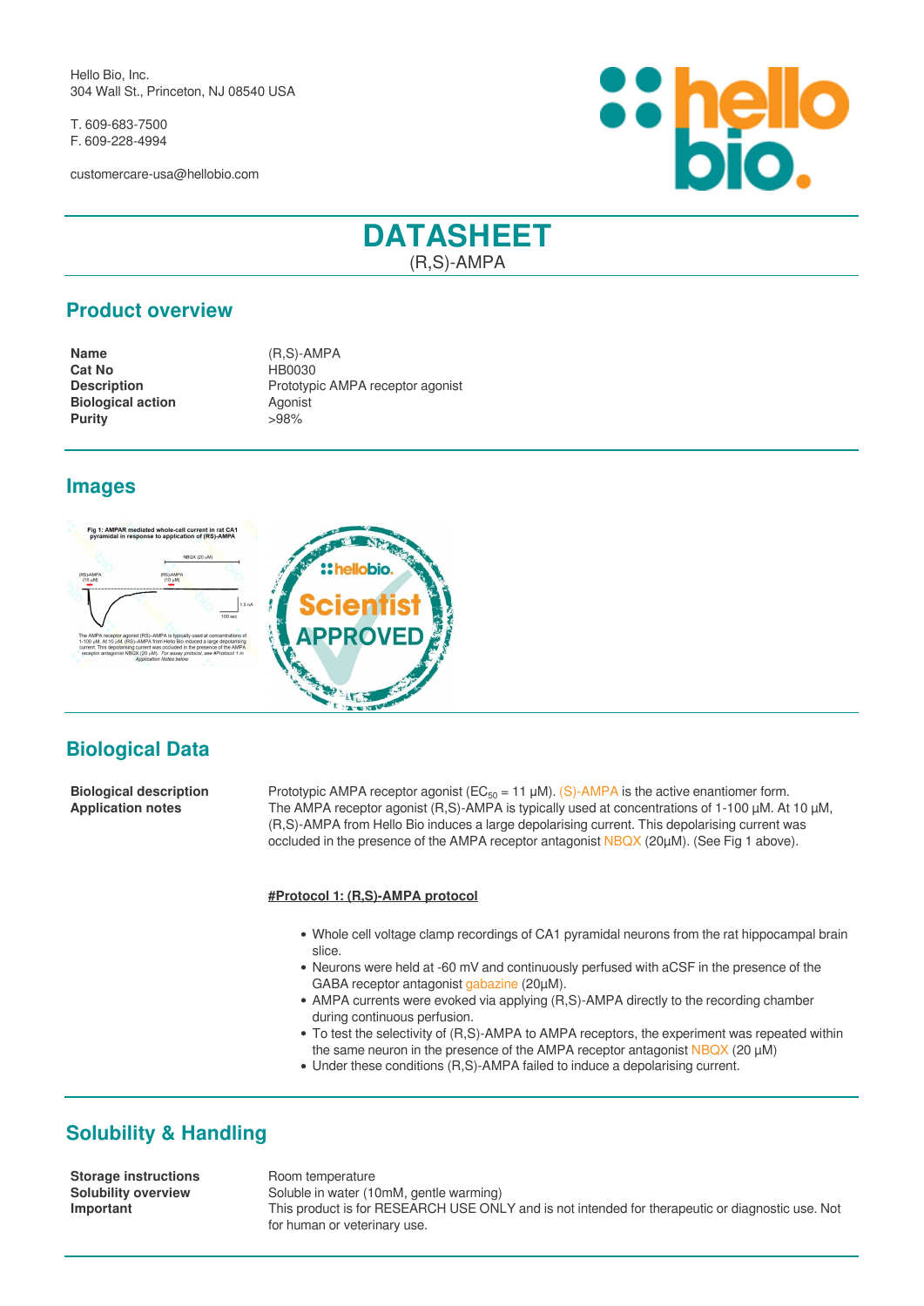Hello Bio, Inc.
304 Wall St., Princeton, NJ 08540 USA

T. 609-683-7500
F. 609-228-4994

customercare-usa@hellobio.com

# DATASHEET

(R,S)-AMPA

## Product overview

| | |
|---|---|
| **Name** | (R,S)-AMPA |
| **Cat No** | HB0030 |
| **Description** | Prototypic AMPA receptor agonist |
| **Biological action** | Agonist |
| **Purity** | >98% |

## Images

## Biological Data

**Biological description**

Prototypic AMPA receptor agonist ($EC_{50}$ = 11 µM). (S)-AMPA is the active enantiomer form.

**Application notes**

The AMPA receptor agonist (R,S)-AMPA is typically used at concentrations of 1-100 µM. At 10 µM, (R,S)-AMPA from Hello Bio induces a large depolarising current. This depolarising current was occluded in the presence of the AMPA receptor antagonist NBQX (20µM). (See Fig 1 above).

**#Protocol 1: (R,S)-AMPA protocol**

- Whole cell voltage clamp recordings of CA1 pyramidal neurons from the rat hippocampal brain slice.
- Neurons were held at -60 mV and continuously perfused with aCSF in the presence of the GABA receptor antagonist gabazine (20µM).
- AMPA currents were evoked via applying (R,S)-AMPA directly to the recording chamber during continuous perfusion.
- To test the selectivity of (R,S)-AMPA to AMPA receptors, the experiment was repeated within the same neuron in the presence of the AMPA receptor antagonist NBQX (20 µM)
- Under these conditions (R,S)-AMPA failed to induce a depolarising current.

## Solubility & Handling

| | |
|---|---|
| **Storage instructions** | Room temperature |
| **Solubility overview** | Soluble in water (10mM, gentle warming) |
| **Important** | This product is for RESEARCH USE ONLY and is not intended for therapeutic or diagnostic use. Not for human or veterinary use. |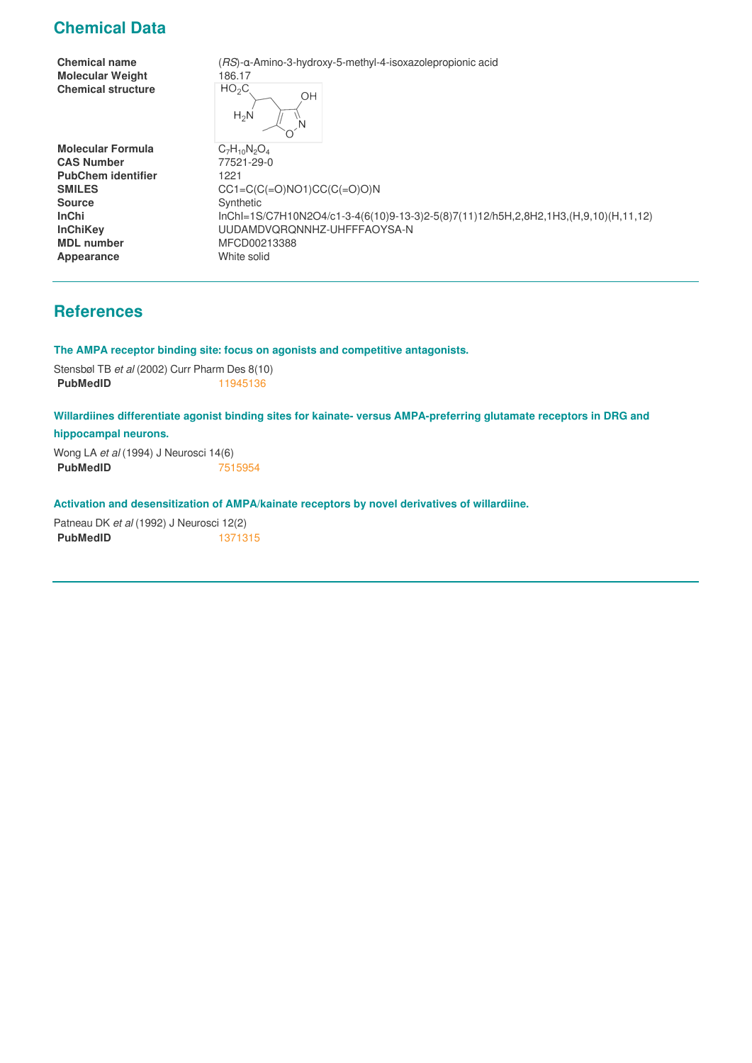## Chemical Data

| | |
|---|---|
| **Chemical name** | (*RS*)-α-Amino-3-hydroxy-5-methyl-4-isoxazolepropionic acid |
| **Molecular Weight** | 186.17 |
| **Chemical structure** | |
| **Molecular Formula** | $C_7H_{10}N_2O_4$ |
| **CAS Number** | 77521-29-0 |
| **PubChem identifier** | 1221 |
| **SMILES** | CC1=C(C(=O)NO1)CC(C(=O)O)N |
| **Source** | Synthetic |
| **InChi** | InChI=1S/C7H10N2O4/c1-3-4(6(10)9-13-3)2-5(8)7(11)12/h5H,2,8H2,1H3,(H,9,10)(H,11,12) |
| **InChiKey** | UUDAMDVQRQNNHZ-UHFFFAOYSA-N |
| **MDL number** | MFCD00213388 |
| **Appearance** | White solid |

## References

**The AMPA receptor binding site: focus on agonists and competitive antagonists.**

Stensbøl TB *et al* (2002) Curr Pharm Des 8(10)
**PubMedID** 11945136

**Willardiines differentiate agonist binding sites for kainate- versus AMPA-preferring glutamate receptors in DRG and hippocampal neurons.**

Wong LA *et al* (1994) J Neurosci 14(6)
**PubMedID** 7515954

**Activation and desensitization of AMPA/kainate receptors by novel derivatives of willardiine.**

Patneau DK *et al* (1992) J Neurosci 12(2)
**PubMedID** 1371315